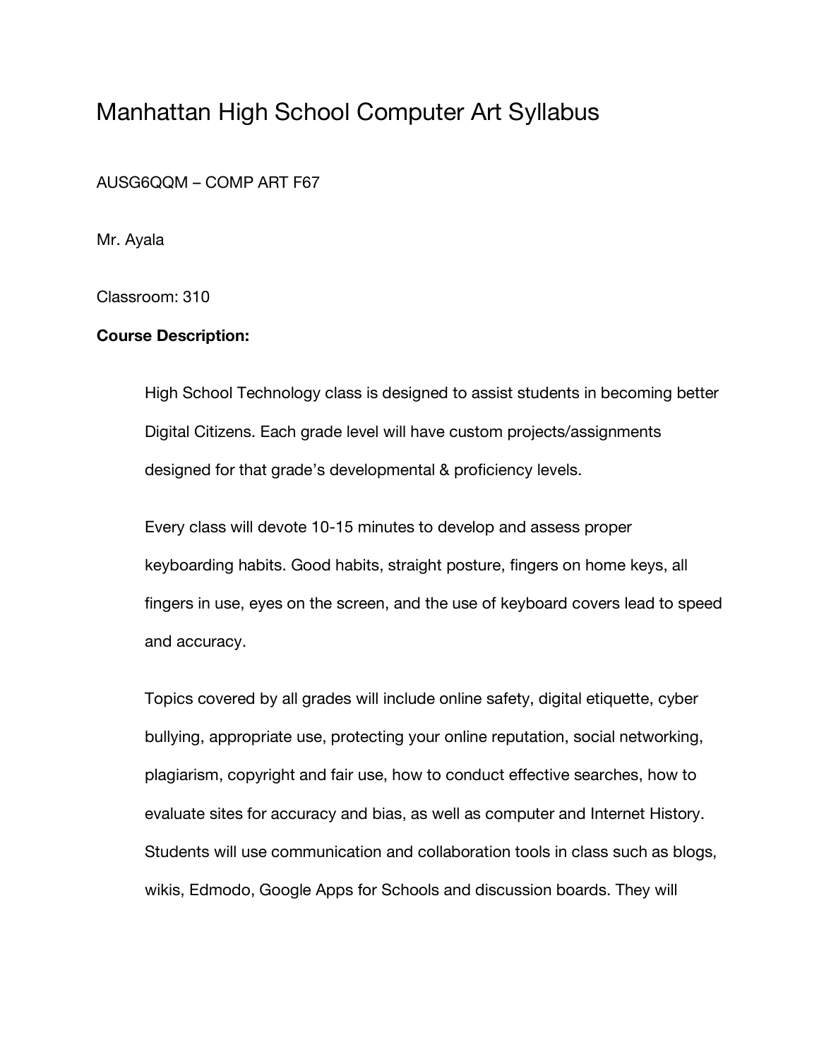# Manhattan High School Computer Art Syllabus

AUSG6QQM – COMP ART F67

Mr. Ayala

Classroom: 310

**Course Description:**

High School Technology class is designed to assist students in becoming better Digital Citizens. Each grade level will have custom projects/assignments designed for that grade's developmental & proficiency levels.

Every class will devote 10-15 minutes to develop and assess proper keyboarding habits. Good habits, straight posture, fingers on home keys, all fingers in use, eyes on the screen, and the use of keyboard covers lead to speed and accuracy.

Topics covered by all grades will include online safety, digital etiquette, cyber bullying, appropriate use, protecting your online reputation, social networking, plagiarism, copyright and fair use, how to conduct effective searches, how to evaluate sites for accuracy and bias, as well as computer and Internet History. Students will use communication and collaboration tools in class such as blogs, wikis, Edmodo, Google Apps for Schools and discussion boards. They will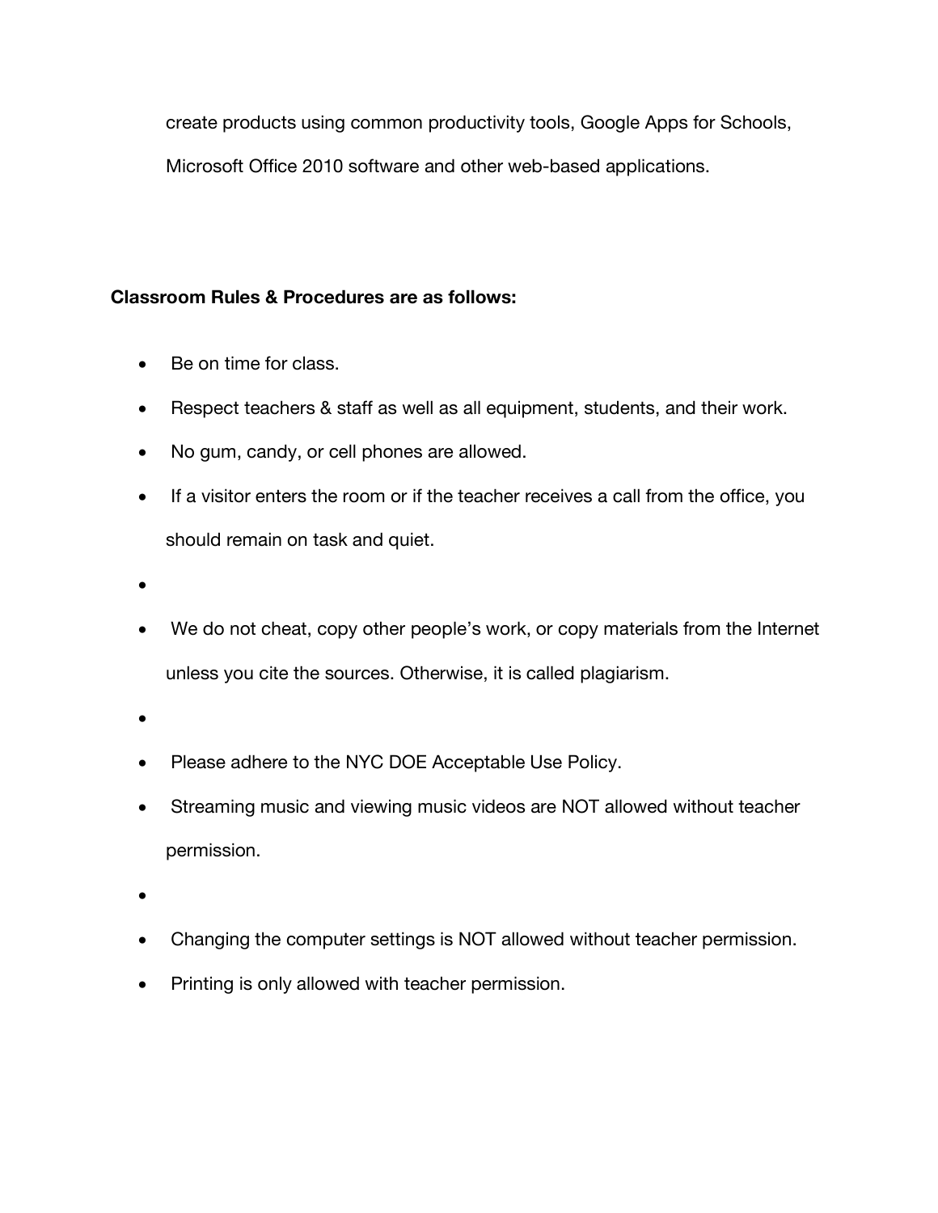create products using common productivity tools, Google Apps for Schools, Microsoft Office 2010 software and other web-based applications.

**Classroom Rules & Procedures are as follows:**

- Be on time for class.
- Respect teachers & staff as well as all equipment, students, and their work.
- No gum, candy, or cell phones are allowed.
- If a visitor enters the room or if the teacher receives a call from the office, you should remain on task and quiet.
- We do not cheat, copy other people's work, or copy materials from the Internet unless you cite the sources. Otherwise, it is called plagiarism.
- Please adhere to the NYC DOE Acceptable Use Policy.
- Streaming music and viewing music videos are NOT allowed without teacher permission.
- Changing the computer settings is NOT allowed without teacher permission.
- Printing is only allowed with teacher permission.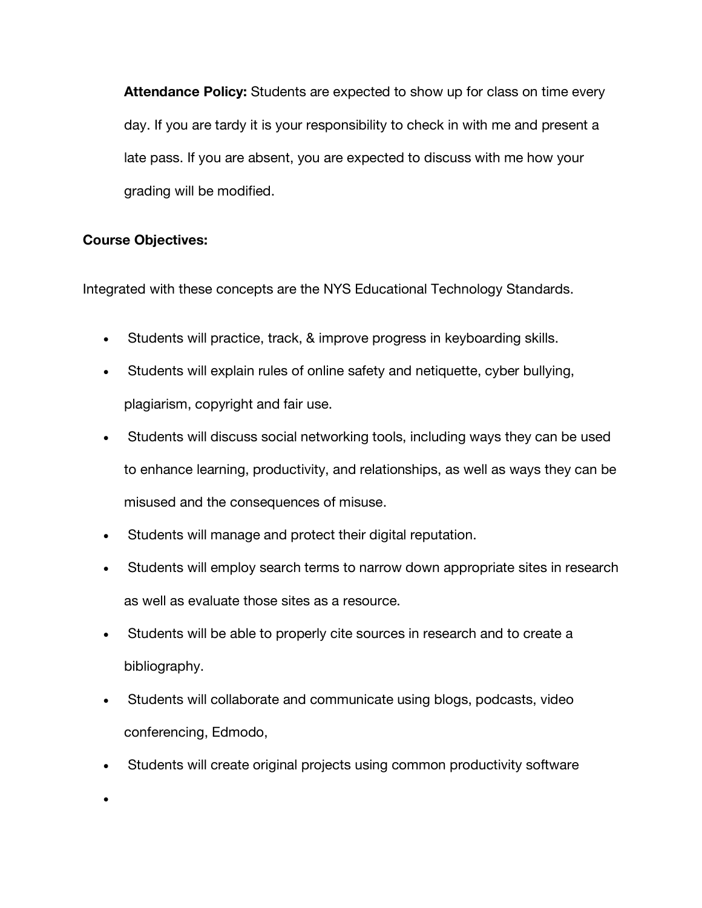**Attendance Policy:** Students are expected to show up for class on time every day. If you are tardy it is your responsibility to check in with me and present a late pass. If you are absent, you are expected to discuss with me how your grading will be modified.

**Course Objectives:**

Integrated with these concepts are the NYS Educational Technology Standards.

- Students will practice, track, & improve progress in keyboarding skills.
- Students will explain rules of online safety and netiquette, cyber bullying, plagiarism, copyright and fair use.
- Students will discuss social networking tools, including ways they can be used to enhance learning, productivity, and relationships, as well as ways they can be misused and the consequences of misuse.
- Students will manage and protect their digital reputation.
- Students will employ search terms to narrow down appropriate sites in research as well as evaluate those sites as a resource.
- Students will be able to properly cite sources in research and to create a bibliography.
- Students will collaborate and communicate using blogs, podcasts, video conferencing, Edmodo,
- Students will create original projects using common productivity software
-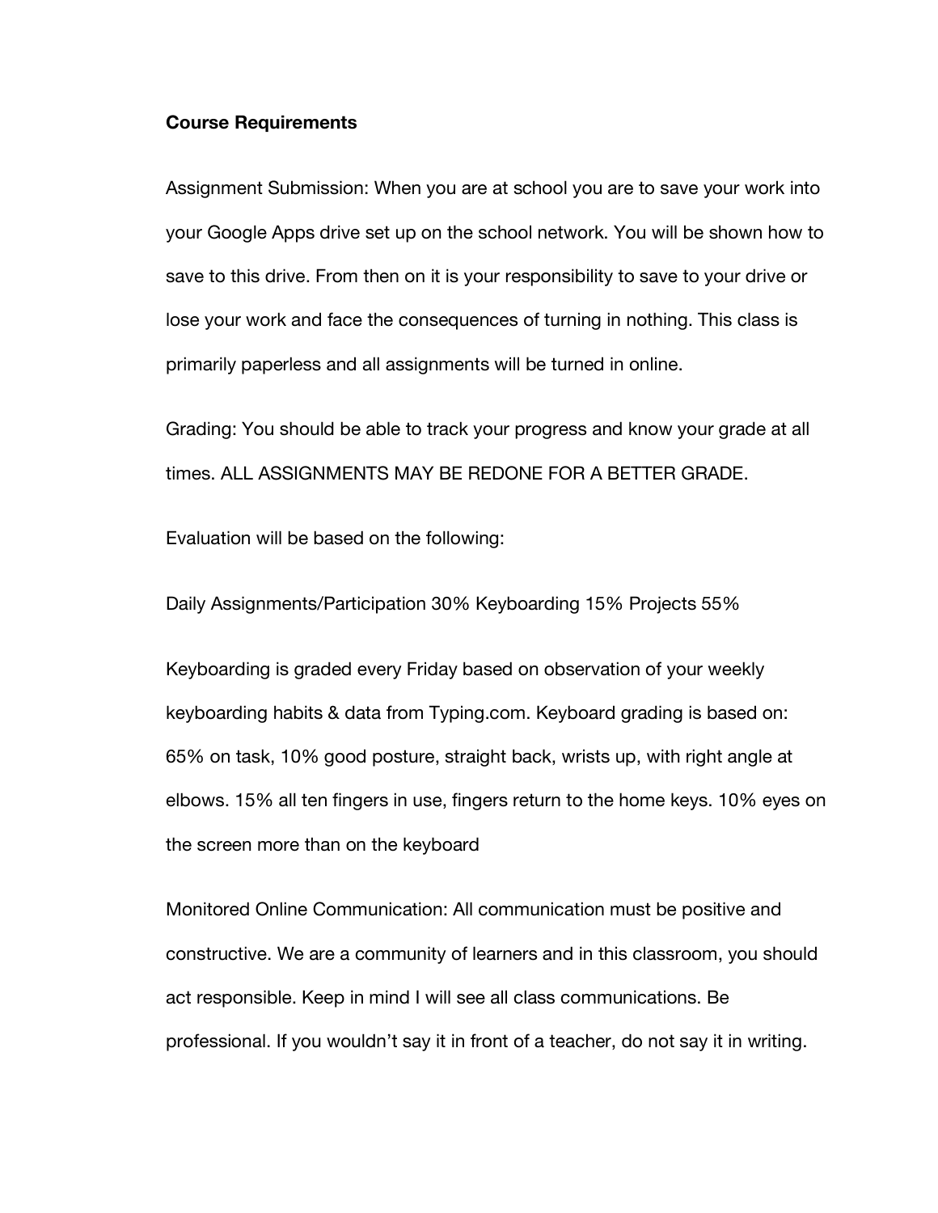**Course Requirements**

Assignment Submission: When you are at school you are to save your work into your Google Apps drive set up on the school network. You will be shown how to save to this drive. From then on it is your responsibility to save to your drive or lose your work and face the consequences of turning in nothing. This class is primarily paperless and all assignments will be turned in online.

Grading: You should be able to track your progress and know your grade at all times. ALL ASSIGNMENTS MAY BE REDONE FOR A BETTER GRADE.

Evaluation will be based on the following:

Daily Assignments/Participation 30% Keyboarding 15% Projects 55%

Keyboarding is graded every Friday based on observation of your weekly keyboarding habits & data from Typing.com. Keyboard grading is based on: 65% on task, 10% good posture, straight back, wrists up, with right angle at elbows. 15% all ten fingers in use, fingers return to the home keys. 10% eyes on the screen more than on the keyboard

Monitored Online Communication: All communication must be positive and constructive. We are a community of learners and in this classroom, you should act responsible. Keep in mind I will see all class communications. Be professional. If you wouldn't say it in front of a teacher, do not say it in writing.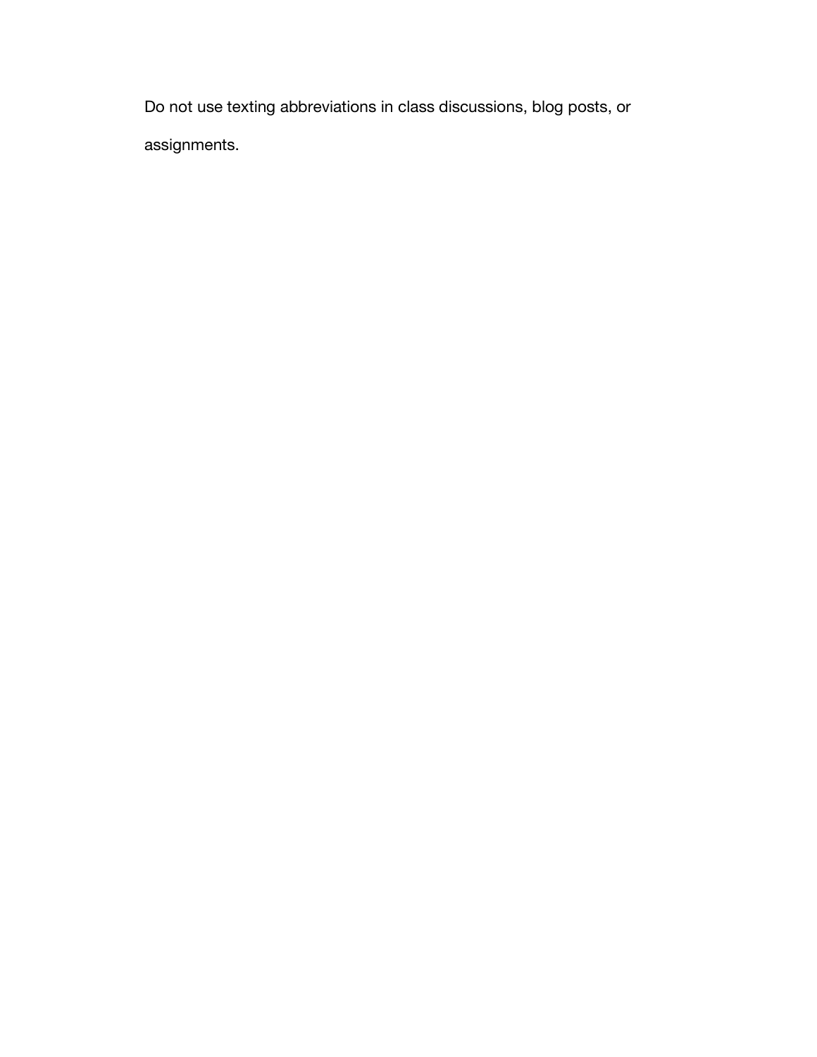Do not use texting abbreviations in class discussions, blog posts, or assignments.